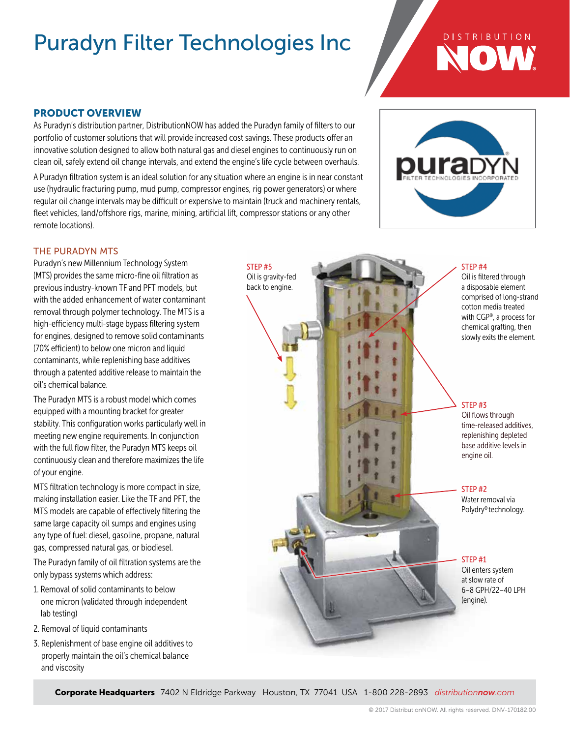# Puradyn Filter Technologies Inc

## PRODUCT OVERVIEW

As Puradyn's distribution partner, DistributionNOW has added the Puradyn family of filters to our portfolio of customer solutions that will provide increased cost savings. These products offer an innovative solution designed to allow both natural gas and diesel engines to continuously run on clean oil, safely extend oil change intervals, and extend the engine's life cycle between overhauls.

A Puradyn filtration system is an ideal solution for any situation where an engine is in near constant use (hydraulic fracturing pump, mud pump, compressor engines, rig power generators) or where regular oil change intervals may be difficult or expensive to maintain (truck and machinery rentals, fleet vehicles, land/offshore rigs, marine, mining, artificial lift, compressor stations or any other remote locations).

### THE PURADYN MTS

Puradyn's new Millennium Technology System (MTS) provides the same micro-fine oil filtration as previous industry-known TF and PFT models, but with the added enhancement of water contaminant removal through polymer technology. The MTS is a high-efficiency multi-stage bypass filtering system for engines, designed to remove solid contaminants (70% efficient) to below one micron and liquid contaminants, while replenishing base additives through a patented additive release to maintain the oil's chemical balance.

The Puradyn MTS is a robust model which comes equipped with a mounting bracket for greater stability. This configuration works particularly well in meeting new engine requirements. In conjunction with the full flow filter, the Puradyn MTS keeps oil continuously clean and therefore maximizes the life of your engine.

MTS filtration technology is more compact in size, making installation easier. Like the TF and PFT, the MTS models are capable of effectively filtering the same large capacity oil sumps and engines using any type of fuel: diesel, gasoline, propane, natural gas, compressed natural gas, or biodiesel.

The Puradyn family of oil filtration systems are the only bypass systems which address:

1. Removal of solid contaminants to below one micron (validated through independent lab testing)
2. Removal of liquid contaminants
3. Replenishment of base engine oil additives to properly maintain the oil's chemical balance and viscosity

STEP #1
Oil enters system at slow rate of 6–8 GPH/22–40 LPH (engine).

STEP #2
Water removal via Polydry® technology.

STEP #3
Oil flows through time-released additives, replenishing depleted base additive levels in engine oil.

STEP #4
Oil is filtered through a disposable element comprised of long-strand cotton media treated with CGP®, a process for chemical grafting, then slowly exits the element.

STEP #5
Oil is gravity-fed back to engine.

**Corporate Headquarters** 7402 N Eldridge Parkway Houston, TX 77041 USA 1-800 228-2893 *distributionnow.com*

© 2017 DistributionNOW. All rights reserved. DNV-170182.00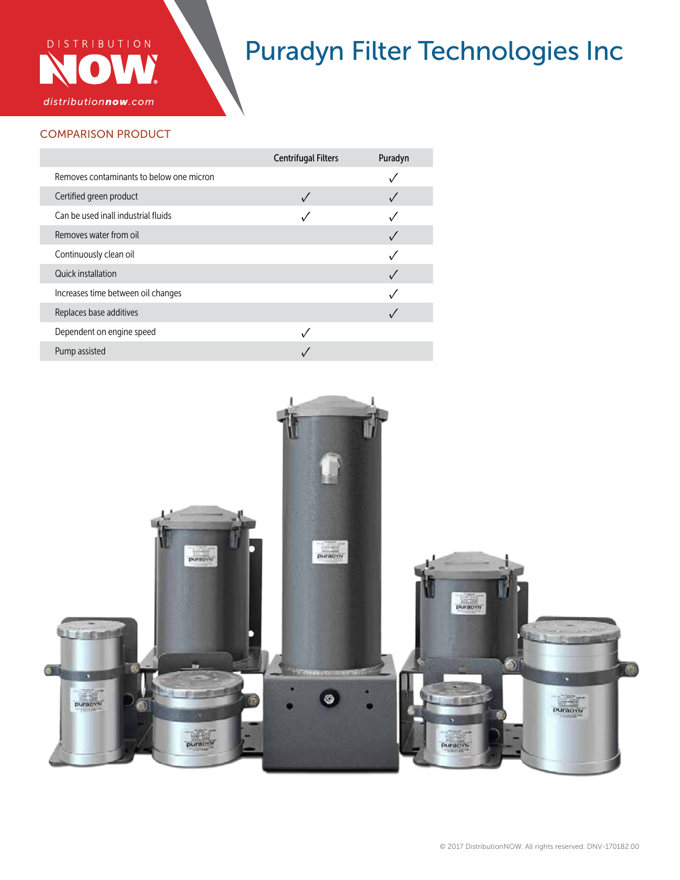# Puradyn Filter Technologies Inc

## COMPARISON PRODUCT

| | Centrifugal Filters | Puradyn |
|---|---|---|
| Removes contaminants to below one micron | | ✓ |
| Certified green product | ✓ | ✓ |
| Can be used inall industrial fluids | ✓ | ✓ |
| Removes water from oil | | ✓ |
| Continuously clean oil | | ✓ |
| Quick installation | | ✓ |
| Increases time between oil changes | | ✓ |
| Replaces base additives | | ✓ |
| Dependent on engine speed | ✓ | |
| Pump assisted | ✓ | |

© 2017 DistributionNOW. All rights reserved. DNV-170182.00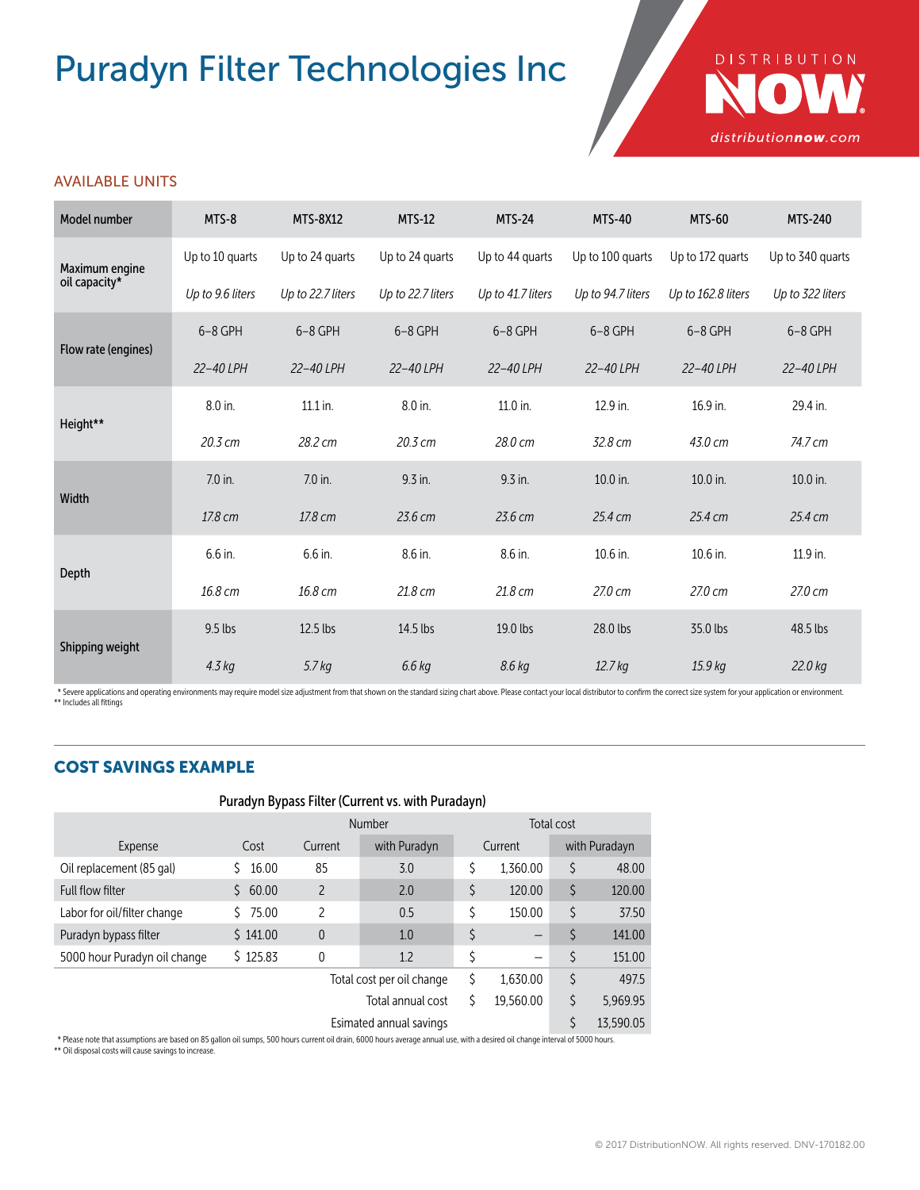# Puradyn Filter Technologies Inc

DISTRIBUTION NOW
distributionnow.com

## AVAILABLE UNITS

| Model number | MTS-8 | MTS-8X12 | MTS-12 | MTS-24 | MTS-40 | MTS-60 | MTS-240 |
|---|---|---|---|---|---|---|---|
| Maximum engine oil capacity* | Up to 10 quarts | Up to 24 quarts | Up to 24 quarts | Up to 44 quarts | Up to 100 quarts | Up to 172 quarts | Up to 340 quarts |
| | *Up to 9.6 liters* | *Up to 22.7 liters* | *Up to 22.7 liters* | *Up to 41.7 liters* | *Up to 94.7 liters* | *Up to 162.8 liters* | *Up to 322 liters* |
| Flow rate (engines) | 6–8 GPH | 6–8 GPH | 6–8 GPH | 6–8 GPH | 6–8 GPH | 6–8 GPH | 6–8 GPH |
| | *22–40 LPH* | *22–40 LPH* | *22–40 LPH* | *22–40 LPH* | *22–40 LPH* | *22–40 LPH* | *22–40 LPH* |
| Height** | 8.0 in. | 11.1 in. | 8.0 in. | 11.0 in. | 12.9 in. | 16.9 in. | 29.4 in. |
| | *20.3 cm* | *28.2 cm* | *20.3 cm* | *28.0 cm* | *32.8 cm* | *43.0 cm* | *74.7 cm* |
| Width | 7.0 in. | 7.0 in. | 9.3 in. | 9.3 in. | 10.0 in. | 10.0 in. | 10.0 in. |
| | *17.8 cm* | *17.8 cm* | *23.6 cm* | *23.6 cm* | *25.4 cm* | *25.4 cm* | *25.4 cm* |
| Depth | 6.6 in. | 6.6 in. | 8.6 in. | 8.6 in. | 10.6 in. | 10.6 in. | 11.9 in. |
| | *16.8 cm* | *16.8 cm* | *21.8 cm* | *21.8 cm* | *27.0 cm* | *27.0 cm* | *27.0 cm* |
| Shipping weight | 9.5 lbs | 12.5 lbs | 14.5 lbs | 19.0 lbs | 28.0 lbs | 35.0 lbs | 48.5 lbs |
| | *4.3 kg* | *5.7 kg* | *6.6 kg* | *8.6 kg* | *12.7 kg* | *15.9 kg* | *22.0 kg* |

* Severe applications and operating environments may require model size adjustment from that shown on the standard sizing chart above. Please contact your local distributor to confirm the correct size system for your application or environment.
** Includes all fittings

## COST SAVINGS EXAMPLE

Puradyn Bypass Filter (Current vs. with Puradayn)

| Expense | Cost | Number | | Total cost | |
|---|---|---|---|---|---|
| | | Current | with Puradyn | Current | with Puradayn |
| Oil replacement (85 gal) | $ 16.00 | 85 | 3.0 | $ 1,360.00 | $ 48.00 |
| Full flow filter | $ 60.00 | 2 | 2.0 | $ 120.00 | $ 120.00 |
| Labor for oil/filter change | $ 75.00 | 2 | 0.5 | $ 150.00 | $ 37.50 |
| Puradyn bypass filter | $ 141.00 | 0 | 1.0 | $ – | $ 141.00 |
| 5000 hour Puradyn oil change | $ 125.83 | 0 | 1.2 | $ – | $ 151.00 |
| | | Total cost per oil change | | $ 1,630.00 | $ 497.5 |
| | | Total annual cost | | $ 19,560.00 | $ 5,969.95 |
| | | Esimated annual savings | | | $ 13,590.05 |

* Please note that assumptions are based on 85 gallon oil sumps, 500 hours current oil drain, 6000 hours average annual use, with a desired oil change interval of 5000 hours.
** Oil disposal costs will cause savings to increase.

© 2017 DistributionNOW. All rights reserved. DNV-170182.00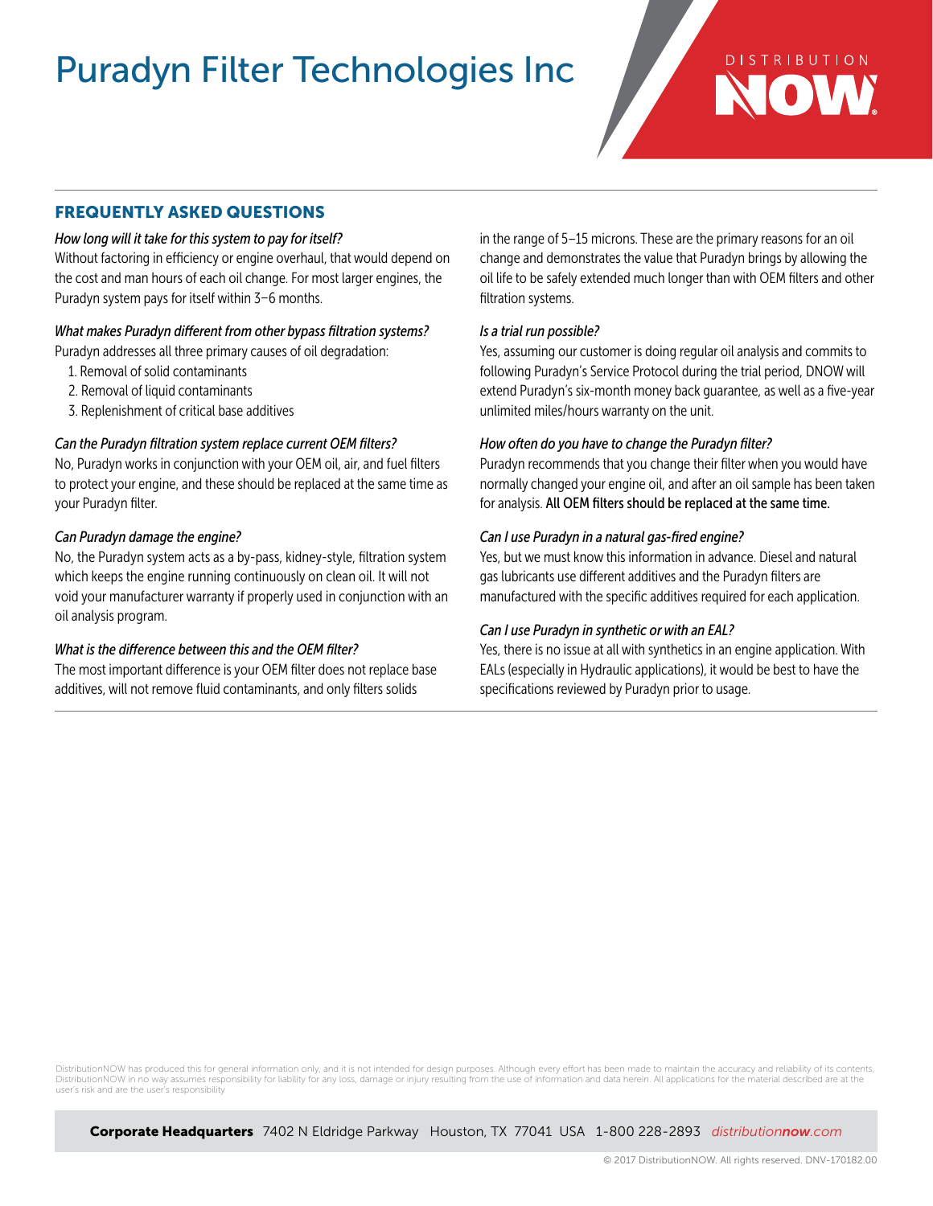# Puradyn Filter Technologies Inc

## FREQUENTLY ASKED QUESTIONS

*How long will it take for this system to pay for itself?*

Without factoring in efficiency or engine overhaul, that would depend on the cost and man hours of each oil change. For most larger engines, the Puradyn system pays for itself within 3–6 months.

*What makes Puradyn different from other bypass filtration systems?*

Puradyn addresses all three primary causes of oil degradation:

1. Removal of solid contaminants
2. Removal of liquid contaminants
3. Replenishment of critical base additives

*Can the Puradyn filtration system replace current OEM filters?*

No, Puradyn works in conjunction with your OEM oil, air, and fuel filters to protect your engine, and these should be replaced at the same time as your Puradyn filter.

*Can Puradyn damage the engine?*

No, the Puradyn system acts as a by-pass, kidney-style, filtration system which keeps the engine running continuously on clean oil. It will not void your manufacturer warranty if properly used in conjunction with an oil analysis program.

*What is the difference between this and the OEM filter?*

The most important difference is your OEM filter does not replace base additives, will not remove fluid contaminants, and only filters solids in the range of 5–15 microns. These are the primary reasons for an oil change and demonstrates the value that Puradyn brings by allowing the oil life to be safely extended much longer than with OEM filters and other filtration systems.

*Is a trial run possible?*

Yes, assuming our customer is doing regular oil analysis and commits to following Puradyn's Service Protocol during the trial period, DNOW will extend Puradyn's six-month money back guarantee, as well as a five-year unlimited miles/hours warranty on the unit.

*How often do you have to change the Puradyn filter?*

Puradyn recommends that you change their filter when you would have normally changed your engine oil, and after an oil sample has been taken for analysis. **All OEM filters should be replaced at the same time.**

*Can I use Puradyn in a natural gas-fired engine?*

Yes, but we must know this information in advance. Diesel and natural gas lubricants use different additives and the Puradyn filters are manufactured with the specific additives required for each application.

*Can I use Puradyn in synthetic or with an EAL?*

Yes, there is no issue at all with synthetics in an engine application. With EALs (especially in Hydraulic applications), it would be best to have the specifications reviewed by Puradyn prior to usage.

DistributionNOW has produced this for general information only, and it is not intended for design purposes. Although every effort has been made to maintain the accuracy and reliability of its contents, DistributionNOW in no way assumes responsibility for liability for any loss, damage or injury resulting from the use of information and data herein. All applications for the material described are at the user's risk and are the user's responsibility

**Corporate Headquarters** 7402 N Eldridge Parkway Houston, TX 77041 USA 1-800 228-2893 *distributionnow.com*

© 2017 DistributionNOW. All rights reserved. DNV-170182.00